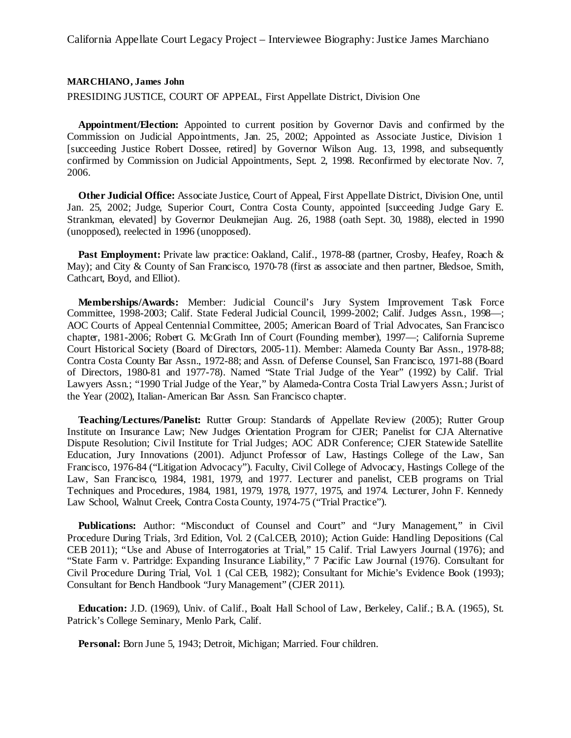**MARCHIANO, James John**

PRESIDING JUSTICE, COURT OF APPEAL, First Appellate District, Division One

**Appointment/Election:** Appointed to current position by Governor Davis and confirmed by the Commission on Judicial Appointments, Jan. 25, 2002; Appointed as Associate Justice, Division 1 [succeeding Justice Robert Dossee, retired] by Governor Wilson Aug. 13, 1998, and subsequently confirmed by Commission on Judicial Appointments, Sept. 2, 1998. Reconfirmed by electorate Nov. 7, 2006.

**Other Judicial Office:** Associate Justice, Court of Appeal, First Appellate District, Division One, until Jan. 25, 2002; Judge, Superior Court, Contra Costa County, appointed [succeeding Judge Gary E. Strankman, elevated] by Governor Deukmejian Aug. 26, 1988 (oath Sept. 30, 1988), elected in 1990 (unopposed), reelected in 1996 (unopposed).

**Past Employment:** Private law practice: Oakland, Calif., 1978-88 (partner, Crosby, Heafey, Roach & May); and City & County of San Francisco, 1970-78 (first as associate and then partner, Bledsoe, Smith, Cathcart, Boyd, and Elliot).

**Memberships/Awards:** Member: Judicial Council's Jury System Improvement Task Force Committee, 1998-2003; Calif. State Federal Judicial Council, 1999-2002; Calif. Judges Assn., 1998—; AOC Courts of Appeal Centennial Committee, 2005; American Board of Trial Advocates, San Francisco chapter, 1981-2006; Robert G. McGrath Inn of Court (Founding member), 1997—; California Supreme Court Historical Society (Board of Directors, 2005-11). Member: Alameda County Bar Assn., 1978-88; Contra Costa County Bar Assn., 1972-88; and Assn. of Defense Counsel, San Francisco, 1971-88 (Board of Directors, 1980-81 and 1977-78). Named "State Trial Judge of the Year" (1992) by Calif. Trial Lawyers Assn.; "1990 Trial Judge of the Year," by Alameda-Contra Costa Trial Lawyers Assn.; Jurist of the Year (2002), Italian-American Bar Assn. San Francisco chapter.

**Teaching/Lectures/Panelist:** Rutter Group: Standards of Appellate Review (2005); Rutter Group Institute on Insurance Law; New Judges Orientation Program for CJER; Panelist for CJA Alternative Dispute Resolution; Civil Institute for Trial Judges; AOC ADR Conference; CJER Statewide Satellite Education, Jury Innovations (2001). Adjunct Professor of Law, Hastings College of the Law, San Francisco, 1976-84 ("Litigation Advocacy"). Faculty, Civil College of Advocacy, Hastings College of the Law, San Francisco, 1984, 1981, 1979, and 1977. Lecturer and panelist, CEB programs on Trial Techniques and Procedures, 1984, 1981, 1979, 1978, 1977, 1975, and 1974. Lecturer, John F. Kennedy Law School, Walnut Creek, Contra Costa County, 1974-75 ("Trial Practice").

**Publications:** Author: "Misconduct of Counsel and Court" and "Jury Management," in Civil Procedure During Trials, 3rd Edition, Vol. 2 (Cal.CEB, 2010); Action Guide: Handling Depositions (Cal CEB 2011); "Use and Abuse of Interrogatories at Trial," 15 Calif. Trial Lawyers Journal (1976); and "State Farm v. Partridge: Expanding Insurance Liability," 7 Pacific Law Journal (1976). Consultant for Civil Procedure During Trial, Vol. 1 (Cal CEB, 1982); Consultant for Michie's Evidence Book (1993); Consultant for Bench Handbook "Jury Management" (CJER 2011).

**Education:** J.D. (1969), Univ. of Calif., Boalt Hall School of Law, Berkeley, Calif.; B.A. (1965), St. Patrick's College Seminary, Menlo Park, Calif.

**Personal:** Born June 5, 1943; Detroit, Michigan; Married. Four children.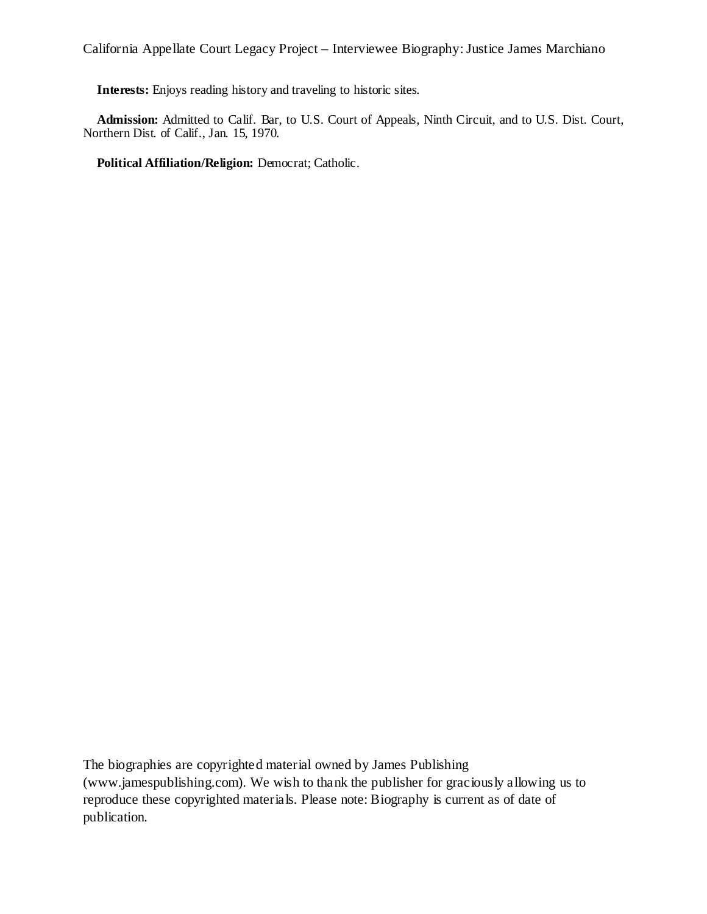**Interests:** Enjoys reading history and traveling to historic sites.

**Admission:** Admitted to Calif. Bar, to U.S. Court of Appeals, Ninth Circuit, and to U.S. Dist. Court, Northern Dist. of Calif., Jan. 15, 1970.

**Political Affiliation/Religion:** Democrat; Catholic.

The biographies are copyrighted material owned by James Publishing (www.jamespublishing.com). We wish to thank the publisher for graciously allowing us to reproduce these copyrighted materials. Please note: Biography is current as of date of publication.